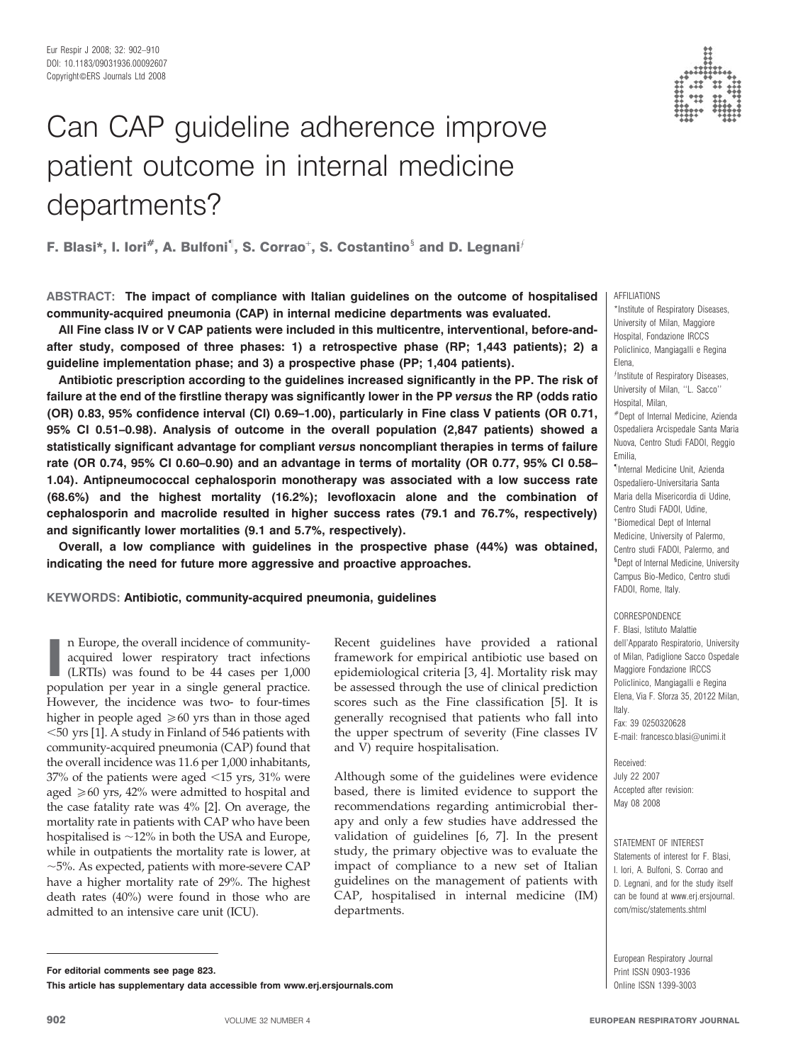# Can CAP guideline adherence improve patient outcome in internal medicine departments?

**F. Blasi*, I. Iori[#], A. Bulfoni[¶], S. Corrao[+], S. Costantino[§] and D. Legnani[ƒ]**

**ABSTRACT: The impact of compliance with Italian guidelines on the outcome of hospitalised community-acquired pneumonia (CAP) in internal medicine departments was evaluated.**

**All Fine class IV or V CAP patients were included in this multicentre, interventional, before-and-after study, composed of three phases: 1) a retrospective phase (RP; 1,443 patients); 2) a guideline implementation phase; and 3) a prospective phase (PP; 1,404 patients).**

**Antibiotic prescription according to the guidelines increased significantly in the PP. The risk of failure at the end of the firstline therapy was significantly lower in the PP *versus* the RP (odds ratio (OR) 0.83, 95% confidence interval (CI) 0.69–1.00), particularly in Fine class V patients (OR 0.71, 95% CI 0.51–0.98). Analysis of outcome in the overall population (2,847 patients) showed a statistically significant advantage for compliant *versus* noncompliant therapies in terms of failure rate (OR 0.74, 95% CI 0.60–0.90) and an advantage in terms of mortality (OR 0.77, 95% CI 0.58–1.04). Antipneumococcal cephalosporin monotherapy was associated with a low success rate (68.6%) and the highest mortality (16.2%); levofloxacin alone and the combination of cephalosporin and macrolide resulted in higher success rates (79.1 and 76.7%, respectively) and significantly lower mortalities (9.1 and 5.7%, respectively).**

**Overall, a low compliance with guidelines in the prospective phase (44%) was obtained, indicating the need for future more aggressive and proactive approaches.**

**KEYWORDS: Antibiotic, community-acquired pneumonia, guidelines**

In Europe, the overall incidence of community-acquired lower respiratory tract infections (LRTIs) was found to be 44 cases per 1,000 population per year in a single general practice. However, the incidence was two- to four-times higher in people aged $\geqslant$60 yrs than in those aged $<$50 yrs [1]. A study in Finland of 546 patients with community-acquired pneumonia (CAP) found that the overall incidence was 11.6 per 1,000 inhabitants, 37% of the patients were aged $<$15 yrs, 31% were aged $\geqslant$60 yrs, 42% were admitted to hospital and the case fatality rate was 4% [2]. On average, the mortality rate in patients with CAP who have been hospitalised is ~12% in both the USA and Europe, while in outpatients the mortality rate is lower, at ~5%. As expected, patients with more-severe CAP have a higher mortality rate of 29%. The highest death rates (40%) were found in those who are admitted to an intensive care unit (ICU).

Recent guidelines have provided a rational framework for empirical antibiotic use based on epidemiological criteria [3, 4]. Mortality risk may be assessed through the use of clinical prediction scores such as the Fine classification [5]. It is generally recognised that patients who fall into the upper spectrum of severity (Fine classes IV and V) require hospitalisation.

Although some of the guidelines were evidence based, there is limited evidence to support the recommendations regarding antimicrobial therapy and only a few studies have addressed the validation of guidelines [6, 7]. In the present study, the primary objective was to evaluate the impact of compliance to a new set of Italian guidelines on the management of patients with CAP, hospitalised in internal medicine (IM) departments.

AFFILIATIONS

*Institute of Respiratory Diseases, University of Milan, Maggiore Hospital, Fondazione IRCCS Policlinico, Mangiagalli e Regina Elena,

ƒInstitute of Respiratory Diseases, University of Milan, "L. Sacco" Hospital, Milan,

#Dept of Internal Medicine, Azienda Ospedaliera Arcispedale Santa Maria Nuova, Centro Studi FADOI, Reggio Emilia,

¶Internal Medicine Unit, Azienda Ospedaliero-Universitaria Santa Maria della Misericordia di Udine, Centro Studi FADOI, Udine,

+Biomedical Dept of Internal Medicine, University of Palermo, Centro studi FADOI, Palermo, and

§Dept of Internal Medicine, University Campus Bio-Medico, Centro studi FADOI, Rome, Italy.

CORRESPONDENCE

F. Blasi, Istituto Malattie dell'Apparato Respiratorio, University of Milan, Padiglione Sacco Ospedale Maggiore Fondazione IRCCS Policlinico, Mangiagalli e Regina Elena, Via F. Sforza 35, 20122 Milan, Italy.
Fax: 39 0250320628
E-mail: francesco.blasi@unimi.it

Received:
July 22 2007
Accepted after revision:
May 08 2008

STATEMENT OF INTEREST

Statements of interest for F. Blasi, I. Iori, A. Bulfoni, S. Corrao and D. Legnani, and for the study itself can be found at www.erj.ersjournal.com/misc/statements.shtml

European Respiratory Journal
Print ISSN 0903-1936
Online ISSN 1399-3003

**For editorial comments see page 823.**

**This article has supplementary data accessible from www.erj.ersjournals.com**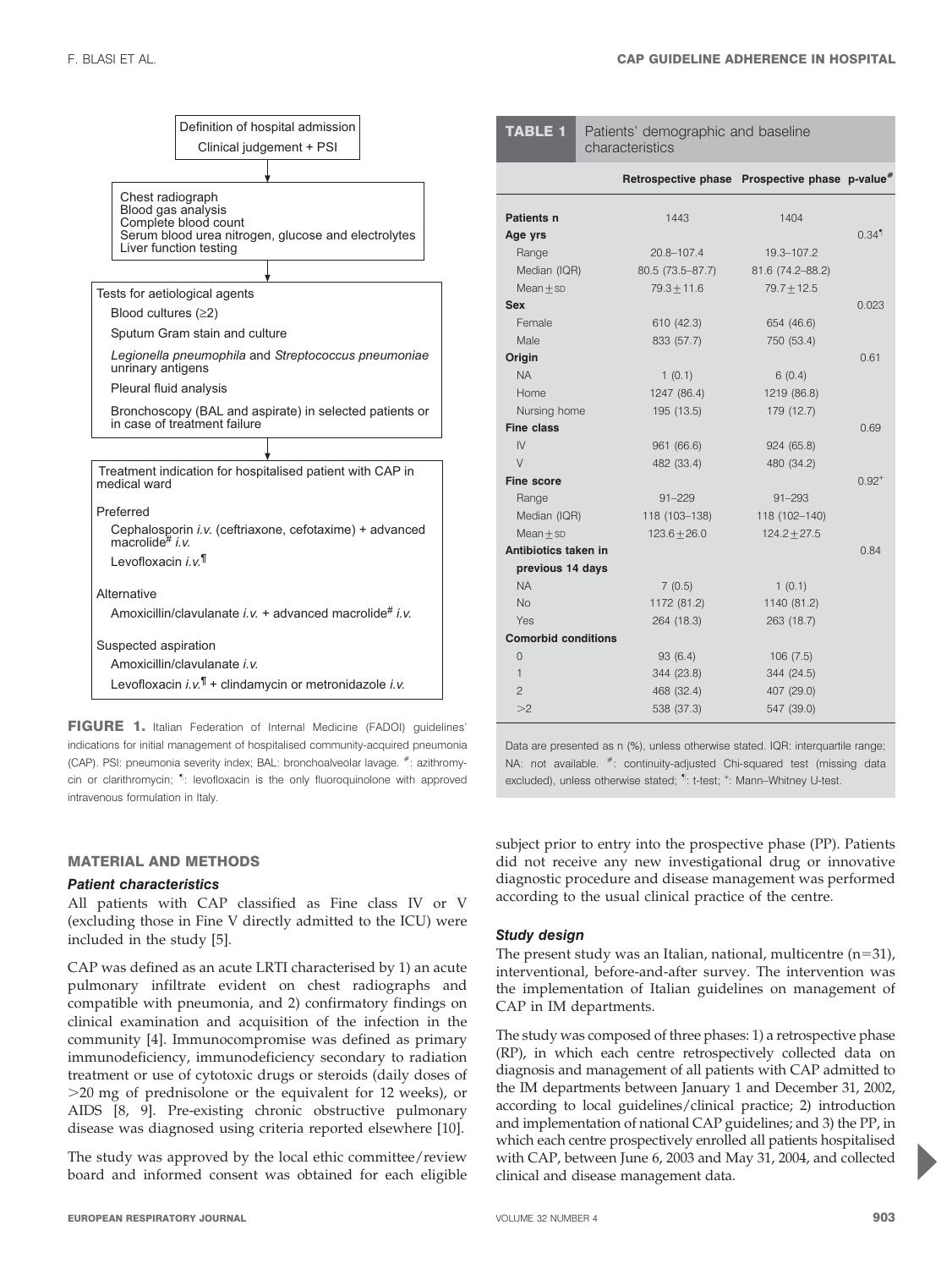Definition of hospital admission
Clinical judgement + PSI

↓

Chest radiograph
Blood gas analysis
Complete blood count
Serum blood urea nitrogen, glucose and electrolytes
Liver function testing

↓

Tests for aetiological agents

- Blood cultures (≥2)
- Sputum Gram stain and culture
- *Legionella pneumophila* and *Streptococcus pneumoniae* unrinary antigens
- Pleural fluid analysis
- Bronchoscopy (BAL and aspirate) in selected patients or in case of treatment failure

↓

Treatment indication for hospitalised patient with CAP in medical ward

Preferred

- Cephalosporin *i.v.* (ceftriaxone, cefotaxime) + advanced macrolide[#] *i.v.*
- Levofloxacin *i.v.*[¶]

Alternative

- Amoxicillin/clavulanate *i.v.* + advanced macrolide[#] *i.v.*

Suspected aspiration

- Amoxicillin/clavulanate *i.v.*
- Levofloxacin *i.v.*[¶] + clindamycin or metronidazole *i.v.*

**FIGURE 1.** Italian Federation of Internal Medicine (FADOI) guidelines' indications for initial management of hospitalised community-acquired pneumonia (CAP). PSI: pneumonia severity index; BAL: bronchoalveolar lavage. [#]: azithromycin or clarithromycin; [¶]: levofloxacin is the only fluoroquinolone with approved intravenous formulation in Italy.

**TABLE 1** Patients' demographic and baseline characteristics

| | Retrospective phase | Prospective phase | p-value[#] |
|---|---|---|---|
| **Patients n** | 1443 | 1404 | |
| **Age yrs** | | | 0.34[¶] |
| Range | 20.8–107.4 | 19.3–107.2 | |
| Median (IQR) | 80.5 (73.5–87.7) | 81.6 (74.2–88.2) | |
| Mean±SD | 79.3±11.6 | 79.7±12.5 | |
| **Sex** | | | 0.023 |
| Female | 610 (42.3) | 654 (46.6) | |
| Male | 833 (57.7) | 750 (53.4) | |
| **Origin** | | | 0.61 |
| NA | 1 (0.1) | 6 (0.4) | |
| Home | 1247 (86.4) | 1219 (86.8) | |
| Nursing home | 195 (13.5) | 179 (12.7) | |
| **Fine class** | | | 0.69 |
| IV | 961 (66.6) | 924 (65.8) | |
| V | 482 (33.4) | 480 (34.2) | |
| **Fine score** | | | 0.92[+] |
| Range | 91–229 | 91–293 | |
| Median (IQR) | 118 (103–138) | 118 (102–140) | |
| Mean±SD | 123.6±26.0 | 124.2±27.5 | |
| **Antibiotics taken in previous 14 days** | | | 0.84 |
| NA | 7 (0.5) | 1 (0.1) | |
| No | 1172 (81.2) | 1140 (81.2) | |
| Yes | 264 (18.3) | 263 (18.7) | |
| **Comorbid conditions** | | | |
| 0 | 93 (6.4) | 106 (7.5) | |
| 1 | 344 (23.8) | 344 (24.5) | |
| 2 | 468 (32.4) | 407 (29.0) | |
| >2 | 538 (37.3) | 547 (39.0) | |

Data are presented as n (%), unless otherwise stated. IQR: interquartile range; NA: not available. [#]: continuity-adjusted Chi-squared test (missing data excluded), unless otherwise stated; [¶]: t-test; [+]: Mann–Whitney U-test.

## MATERIAL AND METHODS

### Patient characteristics

All patients with CAP classified as Fine class IV or V (excluding those in Fine V directly admitted to the ICU) were included in the study [5].

CAP was defined as an acute LRTI characterised by 1) an acute pulmonary infiltrate evident on chest radiographs and compatible with pneumonia, and 2) confirmatory findings on clinical examination and acquisition of the infection in the community [4]. Immunocompromise was defined as primary immunodeficiency, immunodeficiency secondary to radiation treatment or use of cytotoxic drugs or steroids (daily doses of >20 mg of prednisolone or the equivalent for 12 weeks), or AIDS [8, 9]. Pre-existing chronic obstructive pulmonary disease was diagnosed using criteria reported elsewhere [10].

The study was approved by the local ethic committee/review board and informed consent was obtained for each eligible subject prior to entry into the prospective phase (PP). Patients did not receive any new investigational drug or innovative diagnostic procedure and disease management was performed according to the usual clinical practice of the centre.

### Study design

The present study was an Italian, national, multicentre (n=31), interventional, before-and-after survey. The intervention was the implementation of Italian guidelines on management of CAP in IM departments.

The study was composed of three phases: 1) a retrospective phase (RP), in which each centre retrospectively collected data on diagnosis and management of all patients with CAP admitted to the IM departments between January 1 and December 31, 2002, according to local guidelines/clinical practice; 2) introduction and implementation of national CAP guidelines; and 3) the PP, in which each centre prospectively enrolled all patients hospitalised with CAP, between June 6, 2003 and May 31, 2004, and collected clinical and disease management data.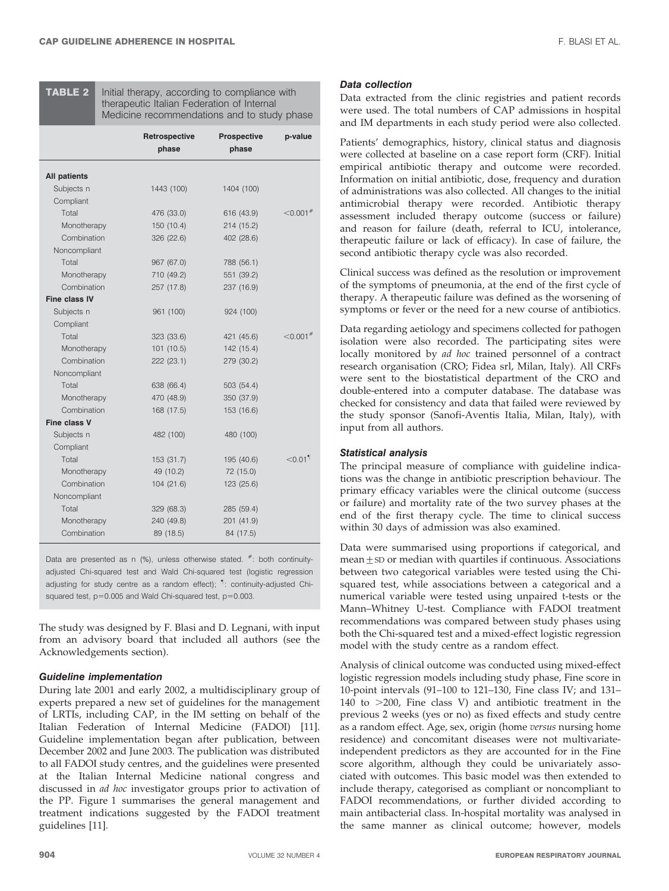**TABLE 2** Initial therapy, according to compliance with therapeutic Italian Federation of Internal Medicine recommendations and to study phase

| | Retrospective phase | Prospective phase | p-value |
|---|---|---|---|
| **All patients** | | | |
| Subjects n | 1443 (100) | 1404 (100) | |
| Compliant | | | |
| Total | 476 (33.0) | 616 (43.9) | <0.001[#] |
| Monotherapy | 150 (10.4) | 214 (15.2) | |
| Combination | 326 (22.6) | 402 (28.6) | |
| Noncompliant | | | |
| Total | 967 (67.0) | 788 (56.1) | |
| Monotherapy | 710 (49.2) | 551 (39.2) | |
| Combination | 257 (17.8) | 237 (16.9) | |
| **Fine class IV** | | | |
| Subjects n | 961 (100) | 924 (100) | |
| Compliant | | | |
| Total | 323 (33.6) | 421 (45.6) | <0.001[#] |
| Monotherapy | 101 (10.5) | 142 (15.4) | |
| Combination | 222 (23.1) | 279 (30.2) | |
| Noncompliant | | | |
| Total | 638 (66.4) | 503 (54.4) | |
| Monotherapy | 470 (48.9) | 350 (37.9) | |
| Combination | 168 (17.5) | 153 (16.6) | |
| **Fine class V** | | | |
| Subjects n | 482 (100) | 480 (100) | |
| Compliant | | | |
| Total | 153 (31.7) | 195 (40.6) | <0.01[¶] |
| Monotherapy | 49 (10.2) | 72 (15.0) | |
| Combination | 104 (21.6) | 123 (25.6) | |
| Noncompliant | | | |
| Total | 329 (68.3) | 285 (59.4) | |
| Monotherapy | 240 (49.8) | 201 (41.9) | |
| Combination | 89 (18.5) | 84 (17.5) | |

Data are presented as n (%), unless otherwise stated. [#]: both continuity-adjusted Chi-squared test and Wald Chi-squared test (logistic regression adjusting for study centre as a random effect); [¶]: continuity-adjusted Chi-squared test, p=0.005 and Wald Chi-squared test, p=0.003.

The study was designed by F. Blasi and D. Legnani, with input from an advisory board that included all authors (see the Acknowledgements section).

### Guideline implementation

During late 2001 and early 2002, a multidisciplinary group of experts prepared a new set of guidelines for the management of LRTIs, including CAP, in the IM setting on behalf of the Italian Federation of Internal Medicine (FADOI) [11]. Guideline implementation began after publication, between December 2002 and June 2003. The publication was distributed to all FADOI study centres, and the guidelines were presented at the Italian Internal Medicine national congress and discussed in *ad hoc* investigator groups prior to activation of the PP. Figure 1 summarises the general management and treatment indications suggested by the FADOI treatment guidelines [11].

### Data collection

Data extracted from the clinic registries and patient records were used. The total numbers of CAP admissions in hospital and IM departments in each study period were also collected.

Patients' demographics, history, clinical status and diagnosis were collected at baseline on a case report form (CRF). Initial empirical antibiotic therapy and outcome were recorded. Information on initial antibiotic, dose, frequency and duration of administrations was also collected. All changes to the initial antimicrobial therapy were recorded. Antibiotic therapy assessment included therapy outcome (success or failure) and reason for failure (death, referral to ICU, intolerance, therapeutic failure or lack of efficacy). In case of failure, the second antibiotic therapy cycle was also recorded.

Clinical success was defined as the resolution or improvement of the symptoms of pneumonia, at the end of the first cycle of therapy. A therapeutic failure was defined as the worsening of symptoms or fever or the need for a new course of antibiotics.

Data regarding aetiology and specimens collected for pathogen isolation were also recorded. The participating sites were locally monitored by *ad hoc* trained personnel of a contract research organisation (CRO; Fidea srl, Milan, Italy). All CRFs were sent to the biostatistical department of the CRO and double-entered into a computer database. The database was checked for consistency and data that failed were reviewed by the study sponsor (Sanofi-Aventis Italia, Milan, Italy), with input from all authors.

### Statistical analysis

The principal measure of compliance with guideline indications was the change in antibiotic prescription behaviour. The primary efficacy variables were the clinical outcome (success or failure) and mortality rate of the two survey phases at the end of the first therapy cycle. The time to clinical success within 30 days of admission was also examined.

Data were summarised using proportions if categorical, and mean $\pm$SD or median with quartiles if continuous. Associations between two categorical variables were tested using the Chi-squared test, while associations between a categorical and a numerical variable were tested using unpaired t-tests or the Mann–Whitney U-test. Compliance with FADOI treatment recommendations was compared between study phases using both the Chi-squared test and a mixed-effect logistic regression model with the study centre as a random effect.

Analysis of clinical outcome was conducted using mixed-effect logistic regression models including study phase, Fine score in 10-point intervals (91–100 to 121–130, Fine class IV; and 131–140 to >200, Fine class V) and antibiotic treatment in the previous 2 weeks (yes or no) as fixed effects and study centre as a random effect. Age, sex, origin (home *versus* nursing home residence) and concomitant diseases were not multivariate-independent predictors as they are accounted for in the Fine score algorithm, although they could be univariately associated with outcomes. This basic model was then extended to include therapy, categorised as compliant or noncompliant to FADOI recommendations, or further divided according to main antibacterial class. In-hospital mortality was analysed in the same manner as clinical outcome; however, models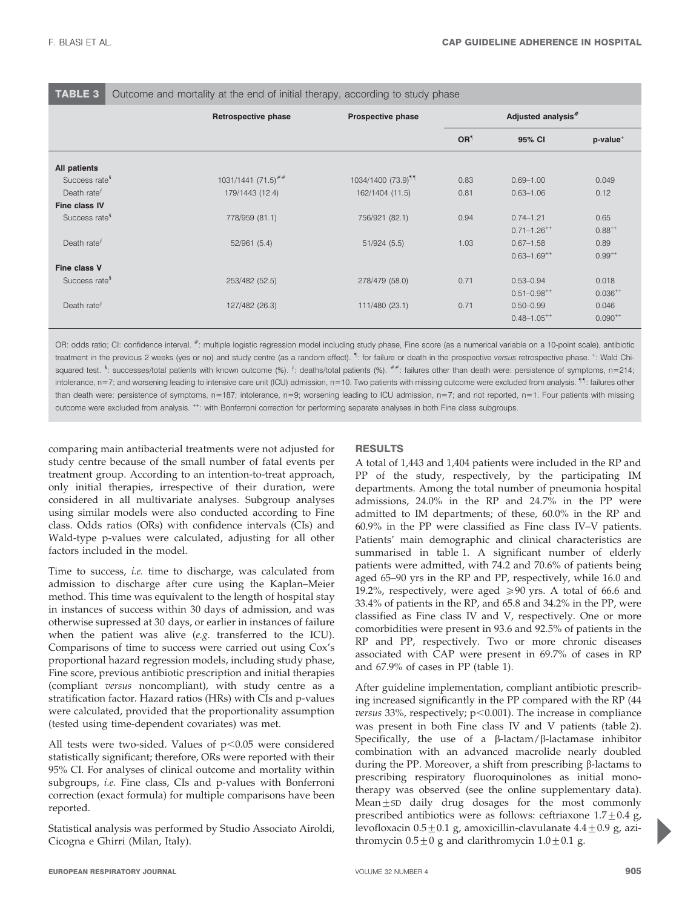**TABLE 3** Outcome and mortality at the end of initial therapy, according to study phase

| | Retrospective phase | Prospective phase | Adjusted analysis[#] | | |
|---|---|---|---|---|---|
| | | | OR[¶] | 95% CI | p-value[+] |
| **All patients** | | | | | |
| Success rate[§] | 1031/1441 (71.5)[##] | 1034/1400 (73.9)[¶¶] | 0.83 | 0.69–1.00 | 0.049 |
| Death rate[ƒ] | 179/1443 (12.4) | 162/1404 (11.5) | 0.81 | 0.63–1.06 | 0.12 |
| **Fine class IV** | | | | | |
| Success rate[§] | 778/959 (81.1) | 756/921 (82.1) | 0.94 | 0.74–1.21 | 0.65 |
| | | | | 0.71–1.26[++] | 0.88[++] |
| Death rate[ƒ] | 52/961 (5.4) | 51/924 (5.5) | 1.03 | 0.67–1.58 | 0.89 |
| | | | | 0.63–1.69[++] | 0.99[++] |
| **Fine class V** | | | | | |
| Success rate[§] | 253/482 (52.5) | 278/479 (58.0) | 0.71 | 0.53–0.94 | 0.018 |
| | | | | 0.51–0.98[++] | 0.036[++] |
| Death rate[ƒ] | 127/482 (26.3) | 111/480 (23.1) | 0.71 | 0.50–0.99 | 0.046 |
| | | | | 0.48–1.05[++] | 0.090[++] |

OR: odds ratio; CI: confidence interval. #: multiple logistic regression model including study phase, Fine score (as a numerical variable on a 10-point scale), antibiotic treatment in the previous 2 weeks (yes or no) and study centre (as a random effect). ¶: for failure or death in the prospective *versus* retrospective phase. +: Wald Chi-squared test. §: successes/total patients with known outcome (%). ƒ: deaths/total patients (%). ##: failures other than death were: persistence of symptoms, n=214; intolerance, n=7; and worsening leading to intensive care unit (ICU) admission, n=10. Two patients with missing outcome were excluded from analysis. ¶¶: failures other than death were: persistence of symptoms, n=187; intolerance, n=9; worsening leading to ICU admission, n=7; and not reported, n=1. Four patients with missing outcome were excluded from analysis. ++: with Bonferroni correction for performing separate analyses in both Fine class subgroups.

comparing main antibacterial treatments were not adjusted for study centre because of the small number of fatal events per treatment group. According to an intention-to-treat approach, only initial therapies, irrespective of their duration, were considered in all multivariate analyses. Subgroup analyses using similar models were also conducted according to Fine class. Odds ratios (ORs) with confidence intervals (CIs) and Wald-type p-values were calculated, adjusting for all other factors included in the model.

Time to success, *i.e.* time to discharge, was calculated from admission to discharge after cure using the Kaplan–Meier method. This time was equivalent to the length of hospital stay in instances of success within 30 days of admission, and was otherwise supressed at 30 days, or earlier in instances of failure when the patient was alive (*e.g.* transferred to the ICU). Comparisons of time to success were carried out using Cox's proportional hazard regression models, including study phase, Fine score, previous antibiotic prescription and initial therapies (compliant *versus* noncompliant), with study centre as a stratification factor. Hazard ratios (HRs) with CIs and p-values were calculated, provided that the proportionality assumption (tested using time-dependent covariates) was met.

All tests were two-sided. Values of $p<0.05$ were considered statistically significant; therefore, ORs were reported with their 95% CI. For analyses of clinical outcome and mortality within subgroups, *i.e.* Fine class, CIs and p-values with Bonferroni correction (exact formula) for multiple comparisons have been reported.

Statistical analysis was performed by Studio Associato Airoldi, Cicogna e Ghirri (Milan, Italy).

## RESULTS

A total of 1,443 and 1,404 patients were included in the RP and PP of the study, respectively, by the participating IM departments. Among the total number of pneumonia hospital admissions, 24.0% in the RP and 24.7% in the PP were admitted to IM departments; of these, 60.0% in the RP and 60.9% in the PP were classified as Fine class IV–V patients. Patients' main demographic and clinical characteristics are summarised in table 1. A significant number of elderly patients were admitted, with 74.2 and 70.6% of patients being aged 65–90 yrs in the RP and PP, respectively, while 16.0 and 19.2%, respectively, were aged $\geqslant$90 yrs. A total of 66.6 and 33.4% of patients in the RP, and 65.8 and 34.2% in the PP, were classified as Fine class IV and V, respectively. One or more comorbidities were present in 93.6 and 92.5% of patients in the RP and PP, respectively. Two or more chronic diseases associated with CAP were present in 69.7% of cases in RP and 67.9% of cases in PP (table 1).

After guideline implementation, compliant antibiotic prescribing increased significantly in the PP compared with the RP (44 *versus* 33%, respectively; $p<0.001$). The increase in compliance was present in both Fine class IV and V patients (table 2). Specifically, the use of a β-lactam/β-lactamase inhibitor combination with an advanced macrolide nearly doubled during the PP. Moreover, a shift from prescribing β-lactams to prescribing respiratory fluoroquinolones as initial monotherapy was observed (see the online supplementary data). Mean$\pm$SD daily drug dosages for the most commonly prescribed antibiotics were as follows: ceftriaxone $1.7\pm0.4$ g, levofloxacin $0.5\pm0.1$ g, amoxicillin-clavulanate $4.4\pm0.9$ g, azithromycin $0.5\pm0$ g and clarithromycin $1.0\pm0.1$ g.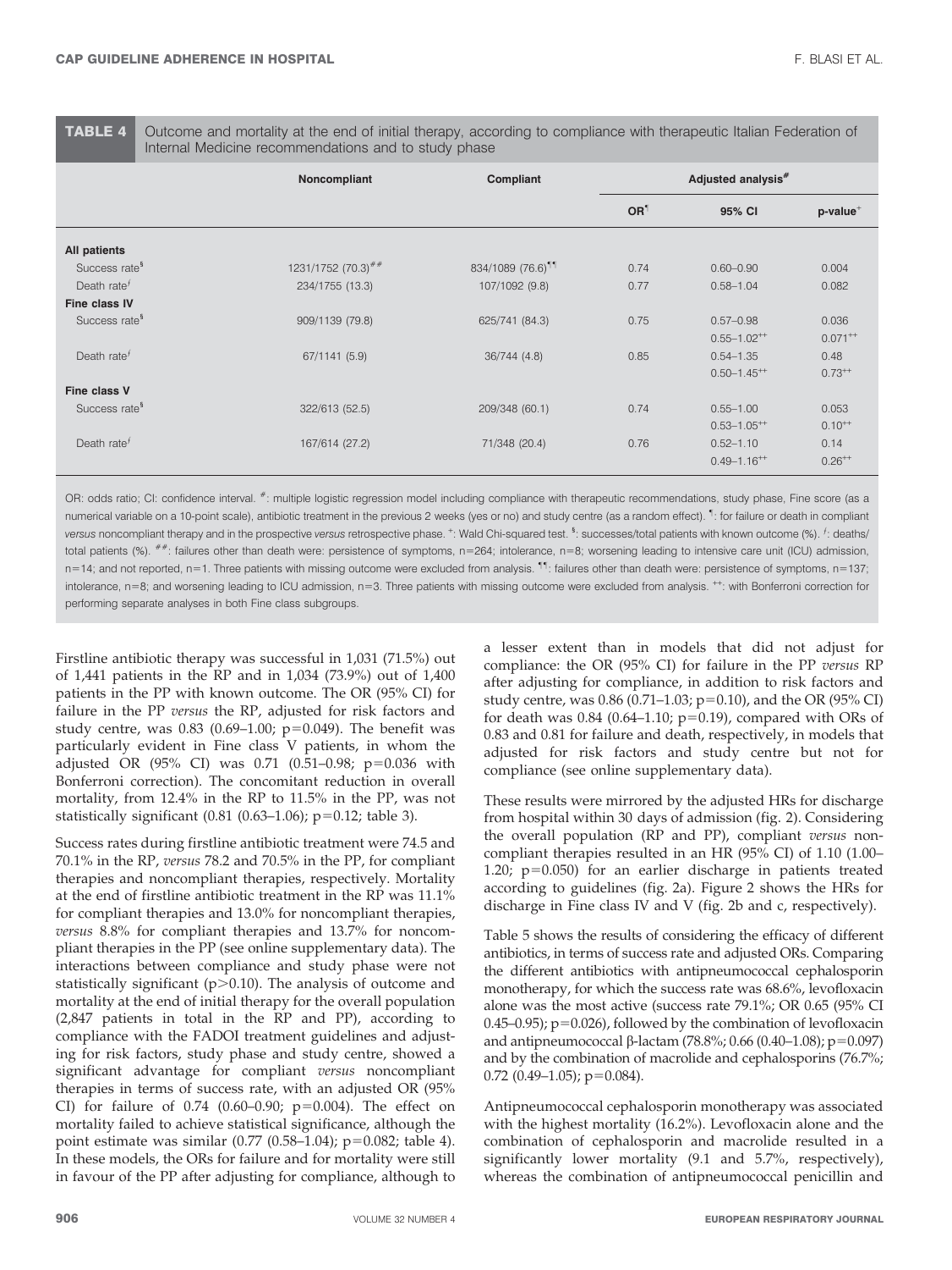**TABLE 4** Outcome and mortality at the end of initial therapy, according to compliance with therapeutic Italian Federation of Internal Medicine recommendations and to study phase

| | Noncompliant | Compliant | Adjusted analysis[#] | | |
|---|---|---|---|---|---|
| | | | OR[¶] | 95% CI | p-value[+] |
| **All patients** | | | | | |
| Success rate[§] | 1231/1752 (70.3)[##] | 834/1089 (76.6)[¶¶] | 0.74 | 0.60–0.90 | 0.004 |
| Death rate[ƒ] | 234/1755 (13.3) | 107/1092 (9.8) | 0.77 | 0.58–1.04 | 0.082 |
| **Fine class IV** | | | | | |
| Success rate[§] | 909/1139 (79.8) | 625/741 (84.3) | 0.75 | 0.57–0.98<br>0.55–1.02[++] | 0.036<br>0.071[++] |
| Death rate[ƒ] | 67/1141 (5.9) | 36/744 (4.8) | 0.85 | 0.54–1.35<br>0.50–1.45[++] | 0.48<br>0.73[++] |
| **Fine class V** | | | | | |
| Success rate[§] | 322/613 (52.5) | 209/348 (60.1) | 0.74 | 0.55–1.00<br>0.53–1.05[++] | 0.053<br>0.10[++] |
| Death rate[ƒ] | 167/614 (27.2) | 71/348 (20.4) | 0.76 | 0.52–1.10<br>0.49–1.16[++] | 0.14<br>0.26[++] |

OR: odds ratio; CI: confidence interval. [#]: multiple logistic regression model including compliance with therapeutic recommendations, study phase, Fine score (as a numerical variable on a 10-point scale), antibiotic treatment in the previous 2 weeks (yes or no) and study centre (as a random effect). [¶]: for failure or death in compliant *versus* noncompliant therapy and in the prospective *versus* retrospective phase. [+]: Wald Chi-squared test. [§]: successes/total patients with known outcome (%). [ƒ]: deaths/total patients (%). [##]: failures other than death were: persistence of symptoms, n=264; intolerance, n=8; worsening leading to intensive care unit (ICU) admission, n=14; and not reported, n=1. Three patients with missing outcome were excluded from analysis. [¶¶]: failures other than death were: persistence of symptoms, n=137; intolerance, n=8; and worsening leading to ICU admission, n=3. Three patients with missing outcome were excluded from analysis. [++]: with Bonferroni correction for performing separate analyses in both Fine class subgroups.

Firstline antibiotic therapy was successful in 1,031 (71.5%) out of 1,441 patients in the RP and in 1,034 (73.9%) out of 1,400 patients in the PP with known outcome. The OR (95% CI) for failure in the PP *versus* the RP, adjusted for risk factors and study centre, was 0.83 (0.69–1.00; p=0.049). The benefit was particularly evident in Fine class V patients, in whom the adjusted OR (95% CI) was 0.71 (0.51–0.98; p=0.036 with Bonferroni correction). The concomitant reduction in overall mortality, from 12.4% in the RP to 11.5% in the PP, was not statistically significant (0.81 (0.63–1.06); p=0.12; table 3).

Success rates during firstline antibiotic treatment were 74.5 and 70.1% in the RP, *versus* 78.2 and 70.5% in the PP, for compliant therapies and noncompliant therapies, respectively. Mortality at the end of firstline antibiotic treatment in the RP was 11.1% for compliant therapies and 13.0% for noncompliant therapies, *versus* 8.8% for compliant therapies and 13.7% for noncompliant therapies in the PP (see online supplementary data). The interactions between compliance and study phase were not statistically significant (p>0.10). The analysis of outcome and mortality at the end of initial therapy for the overall population (2,847 patients in total in the RP and PP), according to compliance with the FADOI treatment guidelines and adjusting for risk factors, study phase and study centre, showed a significant advantage for compliant *versus* noncompliant therapies in terms of success rate, with an adjusted OR (95% CI) for failure of 0.74 (0.60–0.90; p=0.004). The effect on mortality failed to achieve statistical significance, although the point estimate was similar (0.77 (0.58–1.04); p=0.082; table 4). In these models, the ORs for failure and for mortality were still in favour of the PP after adjusting for compliance, although to a lesser extent than in models that did not adjust for compliance: the OR (95% CI) for failure in the PP *versus* RP after adjusting for compliance, in addition to risk factors and study centre, was 0.86 (0.71–1.03; p=0.10), and the OR (95% CI) for death was 0.84 (0.64–1.10; p=0.19), compared with ORs of 0.83 and 0.81 for failure and death, respectively, in models that adjusted for risk factors and study centre but not for compliance (see online supplementary data).

These results were mirrored by the adjusted HRs for discharge from hospital within 30 days of admission (fig. 2). Considering the overall population (RP and PP), compliant *versus* noncompliant therapies resulted in an HR (95% CI) of 1.10 (1.00–1.20; p=0.050) for an earlier discharge in patients treated according to guidelines (fig. 2a). Figure 2 shows the HRs for discharge in Fine class IV and V (fig. 2b and c, respectively).

Table 5 shows the results of considering the efficacy of different antibiotics, in terms of success rate and adjusted ORs. Comparing the different antibiotics with antipneumococcal cephalosporin monotherapy, for which the success rate was 68.6%, levofloxacin alone was the most active (success rate 79.1%; OR 0.65 (95% CI 0.45–0.95); p=0.026), followed by the combination of levofloxacin and antipneumococcal β-lactam (78.8%; 0.66 (0.40–1.08); p=0.097) and by the combination of macrolide and cephalosporins (76.7%; 0.72 (0.49–1.05); p=0.084).

Antipneumococcal cephalosporin monotherapy was associated with the highest mortality (16.2%). Levofloxacin alone and the combination of cephalosporin and macrolide resulted in a significantly lower mortality (9.1 and 5.7%, respectively), whereas the combination of antipneumococcal penicillin and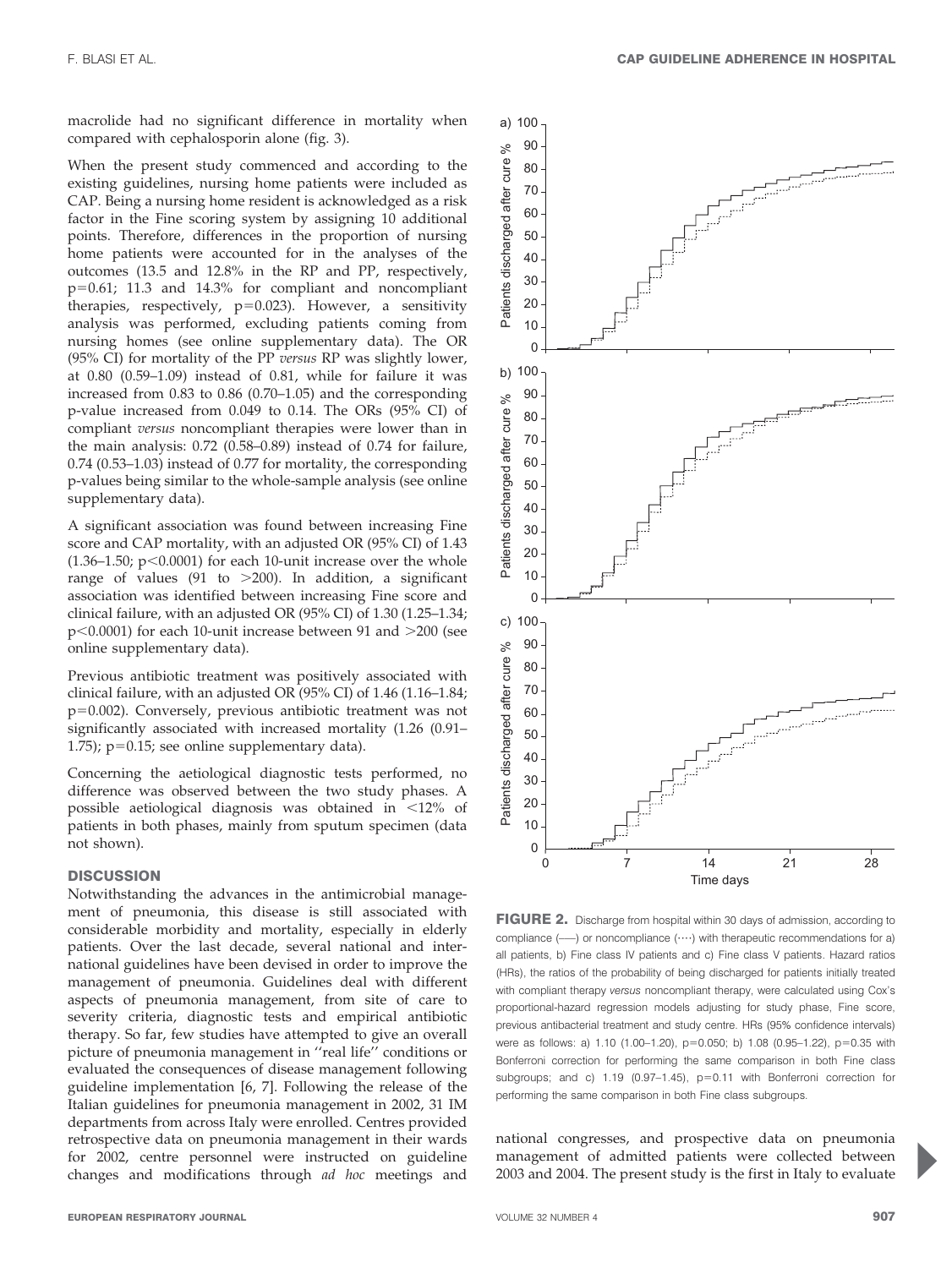macrolide had no significant difference in mortality when compared with cephalosporin alone (fig. 3).

When the present study commenced and according to the existing guidelines, nursing home patients were included as CAP. Being a nursing home resident is acknowledged as a risk factor in the Fine scoring system by assigning 10 additional points. Therefore, differences in the proportion of nursing home patients were accounted for in the analyses of the outcomes (13.5 and 12.8% in the RP and PP, respectively, p=0.61; 11.3 and 14.3% for compliant and noncompliant therapies, respectively, p=0.023). However, a sensitivity analysis was performed, excluding patients coming from nursing homes (see online supplementary data). The OR (95% CI) for mortality of the PP *versus* RP was slightly lower, at 0.80 (0.59–1.09) instead of 0.81, while for failure it was increased from 0.83 to 0.86 (0.70–1.05) and the corresponding p-value increased from 0.049 to 0.14. The ORs (95% CI) of compliant *versus* noncompliant therapies were lower than in the main analysis: 0.72 (0.58–0.89) instead of 0.74 for failure, 0.74 (0.53–1.03) instead of 0.77 for mortality, the corresponding p-values being similar to the whole-sample analysis (see online supplementary data).

A significant association was found between increasing Fine score and CAP mortality, with an adjusted OR (95% CI) of 1.43 (1.36–1.50; $p<0.0001$) for each 10-unit increase over the whole range of values (91 to >200). In addition, a significant association was identified between increasing Fine score and clinical failure, with an adjusted OR (95% CI) of 1.30 (1.25–1.34; $p<0.0001$) for each 10-unit increase between 91 and >200 (see online supplementary data).

Previous antibiotic treatment was positively associated with clinical failure, with an adjusted OR (95% CI) of 1.46 (1.16–1.84; p=0.002). Conversely, previous antibiotic treatment was not significantly associated with increased mortality (1.26 (0.91–1.75); p=0.15; see online supplementary data).

Concerning the aetiological diagnostic tests performed, no difference was observed between the two study phases. A possible aetiological diagnosis was obtained in <12% of patients in both phases, mainly from sputum specimen (data not shown).

## DISCUSSION

Notwithstanding the advances in the antimicrobial management of pneumonia, this disease is still associated with considerable morbidity and mortality, especially in elderly patients. Over the last decade, several national and international guidelines have been devised in order to improve the management of pneumonia. Guidelines deal with different aspects of pneumonia management, from site of care to severity criteria, diagnostic tests and empirical antibiotic therapy. So far, few studies have attempted to give an overall picture of pneumonia management in ''real life'' conditions or evaluated the consequences of disease management following guideline implementation [6, 7]. Following the release of the Italian guidelines for pneumonia management in 2002, 31 IM departments from across Italy were enrolled. Centres provided retrospective data on pneumonia management in their wards for 2002, centre personnel were instructed on guideline changes and modifications through *ad hoc* meetings and national congresses, and prospective data on pneumonia management of admitted patients were collected between 2003 and 2004. The present study is the first in Italy to evaluate

**FIGURE 2.** Discharge from hospital within 30 days of admission, according to compliance (——) or noncompliance (····) with therapeutic recommendations for a) all patients, b) Fine class IV patients and c) Fine class V patients. Hazard ratios (HRs), the ratios of the probability of being discharged for patients initially treated with compliant therapy *versus* noncompliant therapy, were calculated using Cox's proportional-hazard regression models adjusting for study phase, Fine score, previous antibacterial treatment and study centre. HRs (95% confidence intervals) were as follows: a) 1.10 (1.00–1.20), p=0.050; b) 1.08 (0.95–1.22), p=0.35 with Bonferroni correction for performing the same comparison in both Fine class subgroups; and c) 1.19 (0.97–1.45), p=0.11 with Bonferroni correction for performing the same comparison in both Fine class subgroups.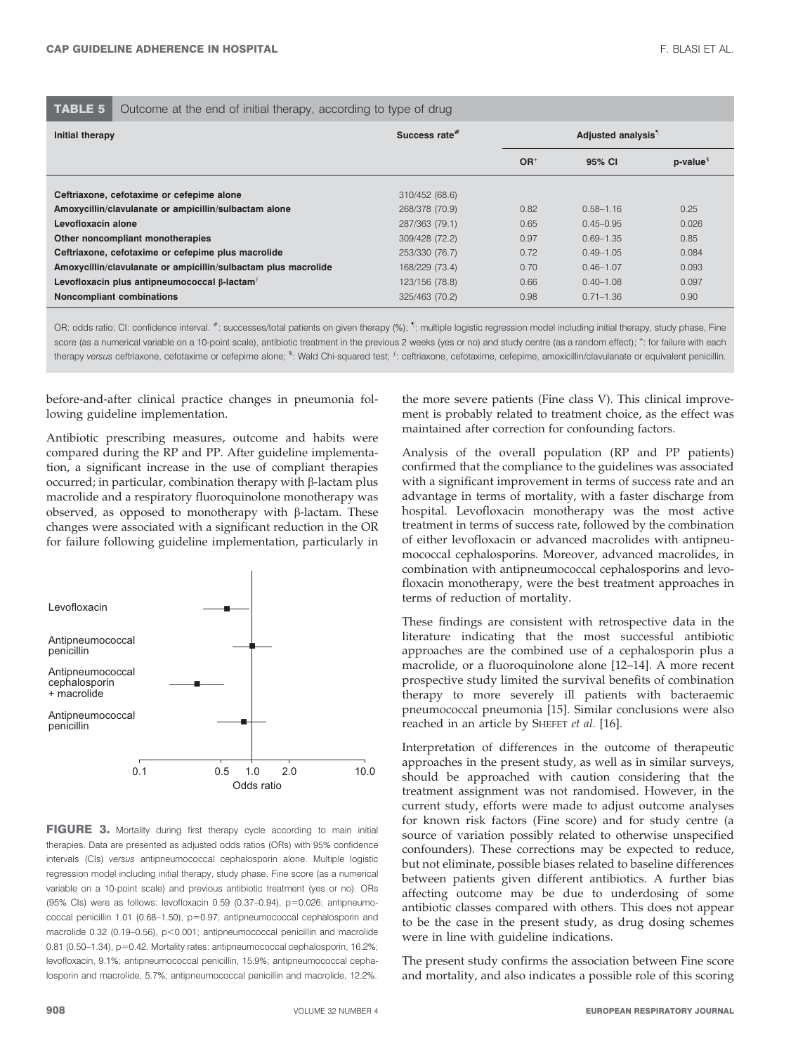**TABLE 5** Outcome at the end of initial therapy, according to type of drug

| Initial therapy | Success rate[#] | Adjusted analysis[¶] | | |
|---|---|---|---|---|
| | | OR[+] | 95% CI | p-value[§] |
| Ceftriaxone, cefotaxime or cefepime alone | 310/452 (68.6) | | | |
| Amoxycillin/clavulanate or ampicillin/sulbactam alone | 268/378 (70.9) | 0.82 | 0.58–1.16 | 0.25 |
| Levofloxacin alone | 287/363 (79.1) | 0.65 | 0.45–0.95 | 0.026 |
| Other noncompliant monotherapies | 309/428 (72.2) | 0.97 | 0.69–1.35 | 0.85 |
| Ceftriaxone, cefotaxime or cefepime plus macrolide | 253/330 (76.7) | 0.72 | 0.49–1.05 | 0.084 |
| Amoxycillin/clavulanate or ampicillin/sulbactam plus macrolide | 168/229 (73.4) | 0.70 | 0.46–1.07 | 0.093 |
| Levofloxacin plus antipneumococcal β-lactam[ƒ] | 123/156 (78.8) | 0.66 | 0.40–1.08 | 0.097 |
| Noncompliant combinations | 325/463 (70.2) | 0.98 | 0.71–1.36 | 0.90 |

OR: odds ratio; CI: confidence interval. [#]: successes/total patients on given therapy (%); [¶]: multiple logistic regression model including initial therapy, study phase, Fine score (as a numerical variable on a 10-point scale), antibiotic treatment in the previous 2 weeks (yes or no) and study centre (as a random effect); [+]: for failure with each therapy *versus* ceftriaxone, cefotaxime or cefepime alone; [§]: Wald Chi-squared test; [ƒ]: ceftriaxone, cefotaxime, cefepime, amoxicillin/clavulanate or equivalent penicillin.

before-and-after clinical practice changes in pneumonia following guideline implementation.

Antibiotic prescribing measures, outcome and habits were compared during the RP and PP. After guideline implementation, a significant increase in the use of compliant therapies occurred; in particular, combination therapy with β-lactam plus macrolide and a respiratory fluoroquinolone monotherapy was observed, as opposed to monotherapy with β-lactam. These changes were associated with a significant reduction in the OR for failure following guideline implementation, particularly in the more severe patients (Fine class V). This clinical improvement is probably related to treatment choice, as the effect was maintained after correction for confounding factors.

**FIGURE 3.** Mortality during first therapy cycle according to main initial therapies. Data are presented as adjusted odds ratios (ORs) with 95% confidence intervals (CIs) *versus* antipneumococcal cephalosporin alone. Multiple logistic regression model including initial therapy, study phase, Fine score (as a numerical variable on a 10-point scale) and previous antibiotic treatment (yes or no). ORs (95% CIs) were as follows: levofloxacin 0.59 (0.37–0.94), p=0.026; antipneumococcal penicillin 1.01 (0.68–1.50), p=0.97; antipneumococcal cephalosporin and macrolide 0.32 (0.19–0.56), p<0.001; antipneumococcal penicillin and macrolide 0.81 (0.50–1.34), p=0.42. Mortality rates: antipneumococcal cephalosporin, 16.2%; levofloxacin, 9.1%; antipneumococcal penicillin, 15.9%; antipneumococcal cephalosporin and macrolide, 5.7%; antipneumococcal penicillin and macrolide, 12.2%.

Analysis of the overall population (RP and PP patients) confirmed that the compliance to the guidelines was associated with a significant improvement in terms of success rate and an advantage in terms of mortality, with a faster discharge from hospital. Levofloxacin monotherapy was the most active treatment in terms of success rate, followed by the combination of either levofloxacin or advanced macrolides with antipneumococcal cephalosporins. Moreover, advanced macrolides, in combination with antipneumococcal cephalosporins and levofloxacin monotherapy, were the best treatment approaches in terms of reduction of mortality.

These findings are consistent with retrospective data in the literature indicating that the most successful antibiotic approaches are the combined use of a cephalosporin plus a macrolide, or a fluoroquinolone alone [12–14]. A more recent prospective study limited the survival benefits of combination therapy to more severely ill patients with bacteraemic pneumococcal pneumonia [15]. Similar conclusions were also reached in an article by Shefet *et al.* [16].

Interpretation of differences in the outcome of therapeutic approaches in the present study, as well as in similar surveys, should be approached with caution considering that the treatment assignment was not randomised. However, in the current study, efforts were made to adjust outcome analyses for known risk factors (Fine score) and for study centre (a source of variation possibly related to otherwise unspecified confounders). These corrections may be expected to reduce, but not eliminate, possible biases related to baseline differences between patients given different antibiotics. A further bias affecting outcome may be due to underdosing of some antibiotic classes compared with others. This does not appear to be the case in the present study, as drug dosing schemes were in line with guideline indications.

The present study confirms the association between Fine score and mortality, and also indicates a possible role of this scoring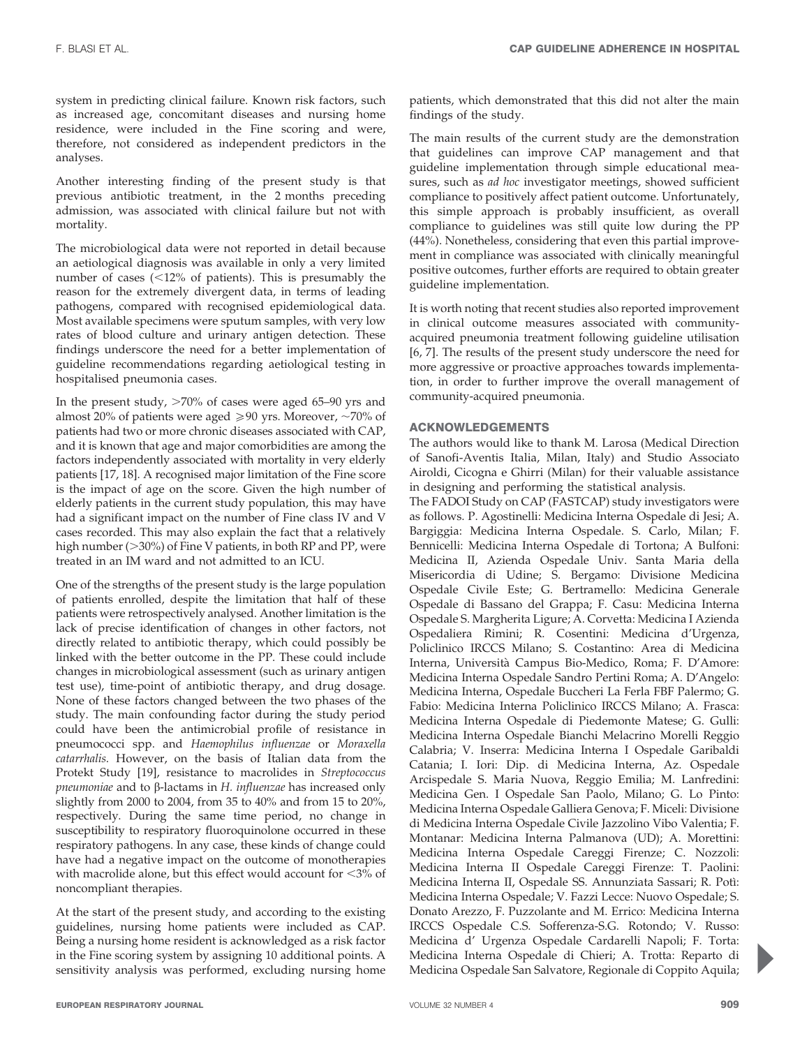system in predicting clinical failure. Known risk factors, such as increased age, concomitant diseases and nursing home residence, were included in the Fine scoring and were, therefore, not considered as independent predictors in the analyses.

Another interesting finding of the present study is that previous antibiotic treatment, in the 2 months preceding admission, was associated with clinical failure but not with mortality.

The microbiological data were not reported in detail because an aetiological diagnosis was available in only a very limited number of cases (<12% of patients). This is presumably the reason for the extremely divergent data, in terms of leading pathogens, compared with recognised epidemiological data. Most available specimens were sputum samples, with very low rates of blood culture and urinary antigen detection. These findings underscore the need for a better implementation of guideline recommendations regarding aetiological testing in hospitalised pneumonia cases.

In the present study, >70% of cases were aged 65–90 yrs and almost 20% of patients were aged ⩾90 yrs. Moreover, ~70% of patients had two or more chronic diseases associated with CAP, and it is known that age and major comorbidities are among the factors independently associated with mortality in very elderly patients [17, 18]. A recognised major limitation of the Fine score is the impact of age on the score. Given the high number of elderly patients in the current study population, this may have had a significant impact on the number of Fine class IV and V cases recorded. This may also explain the fact that a relatively high number (>30%) of Fine V patients, in both RP and PP, were treated in an IM ward and not admitted to an ICU.

One of the strengths of the present study is the large population of patients enrolled, despite the limitation that half of these patients were retrospectively analysed. Another limitation is the lack of precise identification of changes in other factors, not directly related to antibiotic therapy, which could possibly be linked with the better outcome in the PP. These could include changes in microbiological assessment (such as urinary antigen test use), time-point of antibiotic therapy, and drug dosage. None of these factors changed between the two phases of the study. The main confounding factor during the study period could have been the antimicrobial profile of resistance in pneumococci spp. and *Haemophilus influenzae* or *Moraxella catarrhalis*. However, on the basis of Italian data from the Protekt Study [19], resistance to macrolides in *Streptococcus pneumoniae* and to β-lactams in *H. influenzae* has increased only slightly from 2000 to 2004, from 35 to 40% and from 15 to 20%, respectively. During the same time period, no change in susceptibility to respiratory fluoroquinolone occurred in these respiratory pathogens. In any case, these kinds of change could have had a negative impact on the outcome of monotherapies with macrolide alone, but this effect would account for <3% of noncompliant therapies.

At the start of the present study, and according to the existing guidelines, nursing home patients were included as CAP. Being a nursing home resident is acknowledged as a risk factor in the Fine scoring system by assigning 10 additional points. A sensitivity analysis was performed, excluding nursing home patients, which demonstrated that this did not alter the main findings of the study.

The main results of the current study are the demonstration that guidelines can improve CAP management and that guideline implementation through simple educational measures, such as *ad hoc* investigator meetings, showed sufficient compliance to positively affect patient outcome. Unfortunately, this simple approach is probably insufficient, as overall compliance to guidelines was still quite low during the PP (44%). Nonetheless, considering that even this partial improvement in compliance was associated with clinically meaningful positive outcomes, further efforts are required to obtain greater guideline implementation.

It is worth noting that recent studies also reported improvement in clinical outcome measures associated with community-acquired pneumonia treatment following guideline utilisation [6, 7]. The results of the present study underscore the need for more aggressive or proactive approaches towards implementation, in order to further improve the overall management of community-acquired pneumonia.

## ACKNOWLEDGEMENTS

The authors would like to thank M. Larosa (Medical Direction of Sanofi-Aventis Italia, Milan, Italy) and Studio Associato Airoldi, Cicogna e Ghirri (Milan) for their valuable assistance in designing and performing the statistical analysis.

The FADOI Study on CAP (FASTCAP) study investigators were as follows. P. Agostinelli: Medicina Interna Ospedale di Jesi; A. Bargiggia: Medicina Interna Ospedale. S. Carlo, Milan; F. Bennicelli: Medicina Interna Ospedale di Tortona; A Bulfoni: Medicina II, Azienda Ospedale Univ. Santa Maria della Misericordia di Udine; S. Bergamo: Divisione Medicina Ospedale Civile Este; G. Bertramello: Medicina Generale Ospedale di Bassano del Grappa; F. Casu: Medicina Interna Ospedale S. Margherita Ligure; A. Corvetta: Medicina I Azienda Ospedaliera Rimini; R. Cosentini: Medicina d'Urgenza, Policlinico IRCCS Milano; S. Costantino: Area di Medicina Interna, Università Campus Bio-Medico, Roma; F. D'Amore: Medicina Interna Ospedale Sandro Pertini Roma; A. D'Angelo: Medicina Interna, Ospedale Buccheri La Ferla FBF Palermo; G. Fabio: Medicina Interna Policlinico IRCCS Milano; A. Frasca: Medicina Interna Ospedale di Piedemonte Matese; G. Gulli: Medicina Interna Ospedale Bianchi Melacrino Morelli Reggio Calabria; V. Inserra: Medicina Interna I Ospedale Garibaldi Catania; I. Iori: Dip. di Medicina Interna, Az. Ospedale Arcispedale S. Maria Nuova, Reggio Emilia; M. Lanfredini: Medicina Gen. I Ospedale San Paolo, Milano; G. Lo Pinto: Medicina Interna Ospedale Galliera Genova; F. Miceli: Divisione di Medicina Interna Ospedale Civile Jazzolino Vibo Valentia; F. Montanar: Medicina Interna Palmanova (UD); A. Morettini: Medicina Interna Ospedale Careggi Firenze; C. Nozzoli: Medicina Interna II Ospedale Careggi Firenze: T. Paolini: Medicina Interna II, Ospedale SS. Annunziata Sassari; R. Poti: Medicina Interna Ospedale; V. Fazzi Lecce: Nuovo Ospedale; S. Donato Arezzo, F. Puzzolante and M. Errico: Medicina Interna IRCCS Ospedale C.S. Sofferenza-S.G. Rotondo; V. Russo: Medicina d' Urgenza Ospedale Cardarelli Napoli; F. Torta: Medicina Interna Ospedale di Chieri; A. Trotta: Reparto di Medicina Ospedale San Salvatore, Regionale di Coppito Aquila;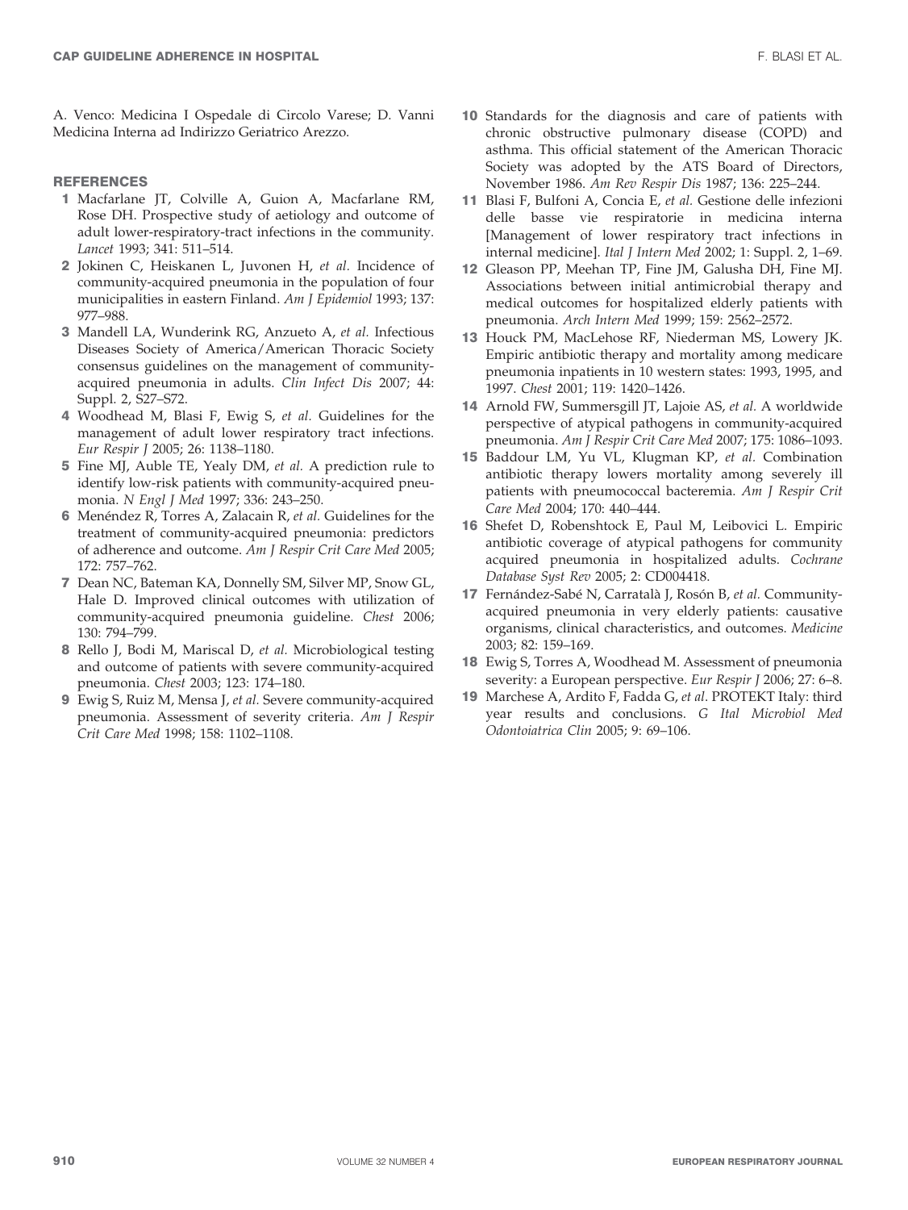A. Venco: Medicina I Ospedale di Circolo Varese; D. Vanni Medicina Interna ad Indirizzo Geriatrico Arezzo.

## REFERENCES

1. Macfarlane JT, Colville A, Guion A, Macfarlane RM, Rose DH. Prospective study of aetiology and outcome of adult lower-respiratory-tract infections in the community. *Lancet* 1993; 341: 511–514.
2. Jokinen C, Heiskanen L, Juvonen H, *et al.* Incidence of community-acquired pneumonia in the population of four municipalities in eastern Finland. *Am J Epidemiol* 1993; 137: 977–988.
3. Mandell LA, Wunderink RG, Anzueto A, *et al.* Infectious Diseases Society of America/American Thoracic Society consensus guidelines on the management of community-acquired pneumonia in adults. *Clin Infect Dis* 2007; 44: Suppl. 2, S27–S72.
4. Woodhead M, Blasi F, Ewig S, *et al.* Guidelines for the management of adult lower respiratory tract infections. *Eur Respir J* 2005; 26: 1138–1180.
5. Fine MJ, Auble TE, Yealy DM, *et al.* A prediction rule to identify low-risk patients with community-acquired pneumonia. *N Engl J Med* 1997; 336: 243–250.
6. Menéndez R, Torres A, Zalacain R, *et al.* Guidelines for the treatment of community-acquired pneumonia: predictors of adherence and outcome. *Am J Respir Crit Care Med* 2005; 172: 757–762.
7. Dean NC, Bateman KA, Donnelly SM, Silver MP, Snow GL, Hale D. Improved clinical outcomes with utilization of community-acquired pneumonia guideline. *Chest* 2006; 130: 794–799.
8. Rello J, Bodi M, Mariscal D, *et al.* Microbiological testing and outcome of patients with severe community-acquired pneumonia. *Chest* 2003; 123: 174–180.
9. Ewig S, Ruiz M, Mensa J, *et al.* Severe community-acquired pneumonia. Assessment of severity criteria. *Am J Respir Crit Care Med* 1998; 158: 1102–1108.
10. Standards for the diagnosis and care of patients with chronic obstructive pulmonary disease (COPD) and asthma. This official statement of the American Thoracic Society was adopted by the ATS Board of Directors, November 1986. *Am Rev Respir Dis* 1987; 136: 225–244.
11. Blasi F, Bulfoni A, Concia E, *et al.* Gestione delle infezioni delle basse vie respiratorie in medicina interna [Management of lower respiratory tract infections in internal medicine]. *Ital J Intern Med* 2002; 1: Suppl. 2, 1–69.
12. Gleason PP, Meehan TP, Fine JM, Galusha DH, Fine MJ. Associations between initial antimicrobial therapy and medical outcomes for hospitalized elderly patients with pneumonia. *Arch Intern Med* 1999; 159: 2562–2572.
13. Houck PM, MacLehose RF, Niederman MS, Lowery JK. Empiric antibiotic therapy and mortality among medicare pneumonia inpatients in 10 western states: 1993, 1995, and 1997. *Chest* 2001; 119: 1420–1426.
14. Arnold FW, Summersgill JT, Lajoie AS, *et al.* A worldwide perspective of atypical pathogens in community-acquired pneumonia. *Am J Respir Crit Care Med* 2007; 175: 1086–1093.
15. Baddour LM, Yu VL, Klugman KP, *et al.* Combination antibiotic therapy lowers mortality among severely ill patients with pneumococcal bacteremia. *Am J Respir Crit Care Med* 2004; 170: 440–444.
16. Shefet D, Robenshtock E, Paul M, Leibovici L. Empiric antibiotic coverage of atypical pathogens for community acquired pneumonia in hospitalized adults. *Cochrane Database Syst Rev* 2005; 2: CD004418.
17. Fernández-Sabé N, Carratalà J, Rosón B, *et al.* Community-acquired pneumonia in very elderly patients: causative organisms, clinical characteristics, and outcomes. *Medicine* 2003; 82: 159–169.
18. Ewig S, Torres A, Woodhead M. Assessment of pneumonia severity: a European perspective. *Eur Respir J* 2006; 27: 6–8.
19. Marchese A, Ardito F, Fadda G, *et al.* PROTEKT Italy: third year results and conclusions. *G Ital Microbiol Med Odontoiatrica Clin* 2005; 9: 69–106.